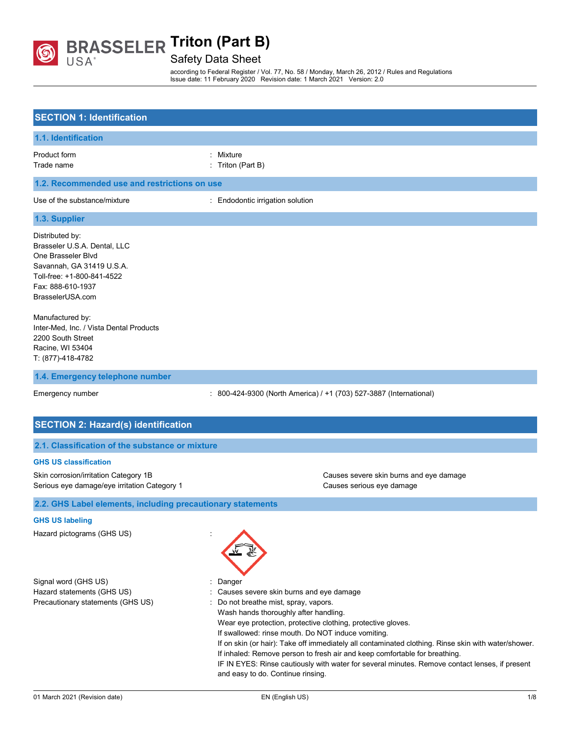# Triton (Part B)

Safety Data Sheet

according to Federal Register / Vol. 77, No. 58 / Monday, March 26, 2012 / Rules and Regulations
Issue date: 11 February 2020 Revision date: 1 March 2021 Version: 2.0

## SECTION 1: Identification

### 1.1. Identification

| | |
|---|---|
| Product form | : Mixture |
| Trade name | : Triton (Part B) |

### 1.2. Recommended use and restrictions on use

| | |
|---|---|
| Use of the substance/mixture | : Endodontic irrigation solution |

### 1.3. Supplier

Distributed by:
Brasseler U.S.A. Dental, LLC
One Brasseler Blvd
Savannah, GA 31419 U.S.A.
Toll-free: +1-800-841-4522
Fax: 888-610-1937
BrasselerUSA.com

Manufactured by:
Inter-Med, Inc. / Vista Dental Products
2200 South Street
Racine, WI 53404
T: (877)-418-4782

### 1.4. Emergency telephone number

| | |
|---|---|
| Emergency number | : 800-424-9300 (North America) / +1 (703) 527-3887 (International) |

## SECTION 2: Hazard(s) identification

### 2.1. Classification of the substance or mixture

**GHS US classification**

| | |
|---|---|
| Skin corrosion/irritation Category 1B | Causes severe skin burns and eye damage |
| Serious eye damage/eye irritation Category 1 | Causes serious eye damage |

### 2.2. GHS Label elements, including precautionary statements

**GHS US labeling**

Hazard pictograms (GHS US) :

Signal word (GHS US) : Danger

Hazard statements (GHS US) : Causes severe skin burns and eye damage

Precautionary statements (GHS US) : Do not breathe mist, spray, vapors.
Wash hands thoroughly after handling.
Wear eye protection, protective clothing, protective gloves.
If swallowed: rinse mouth. Do NOT induce vomiting.
If on skin (or hair): Take off immediately all contaminated clothing. Rinse skin with water/shower.
If inhaled: Remove person to fresh air and keep comfortable for breathing.
IF IN EYES: Rinse cautiously with water for several minutes. Remove contact lenses, if present and easy to do. Continue rinsing.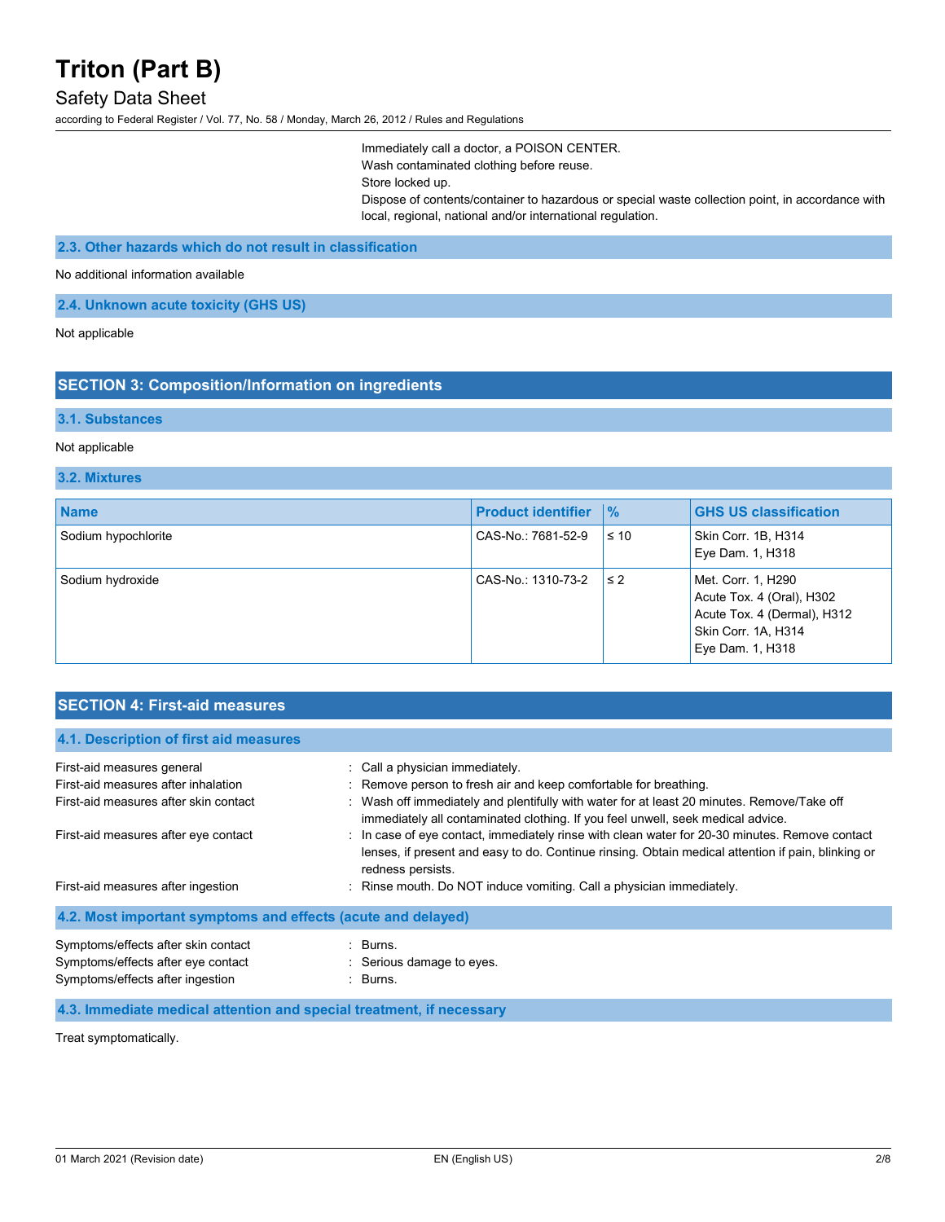Immediately call a doctor, a POISON CENTER.
Wash contaminated clothing before reuse.
Store locked up.
Dispose of contents/container to hazardous or special waste collection point, in accordance with local, regional, national and/or international regulation.

### 2.3. Other hazards which do not result in classification

No additional information available

### 2.4. Unknown acute toxicity (GHS US)

Not applicable

## SECTION 3: Composition/Information on ingredients

### 3.1. Substances

Not applicable

### 3.2. Mixtures

| Name | Product identifier | % | GHS US classification |
|---|---|---|---|
| Sodium hypochlorite | CAS-No.: 7681-52-9 | ≤ 10 | Skin Corr. 1B, H314<br>Eye Dam. 1, H318 |
| Sodium hydroxide | CAS-No.: 1310-73-2 | ≤ 2 | Met. Corr. 1, H290<br>Acute Tox. 4 (Oral), H302<br>Acute Tox. 4 (Dermal), H312<br>Skin Corr. 1A, H314<br>Eye Dam. 1, H318 |

## SECTION 4: First-aid measures

### 4.1. Description of first aid measures

First-aid measures general : Call a physician immediately.

First-aid measures after inhalation : Remove person to fresh air and keep comfortable for breathing.

First-aid measures after skin contact : Wash off immediately and plentifully with water for at least 20 minutes. Remove/Take off immediately all contaminated clothing. If you feel unwell, seek medical advice.

First-aid measures after eye contact : In case of eye contact, immediately rinse with clean water for 20-30 minutes. Remove contact lenses, if present and easy to do. Continue rinsing. Obtain medical attention if pain, blinking or redness persists.

First-aid measures after ingestion : Rinse mouth. Do NOT induce vomiting. Call a physician immediately.

### 4.2. Most important symptoms and effects (acute and delayed)

Symptoms/effects after skin contact : Burns.

Symptoms/effects after eye contact : Serious damage to eyes.

Symptoms/effects after ingestion : Burns.

### 4.3. Immediate medical attention and special treatment, if necessary

Treat symptomatically.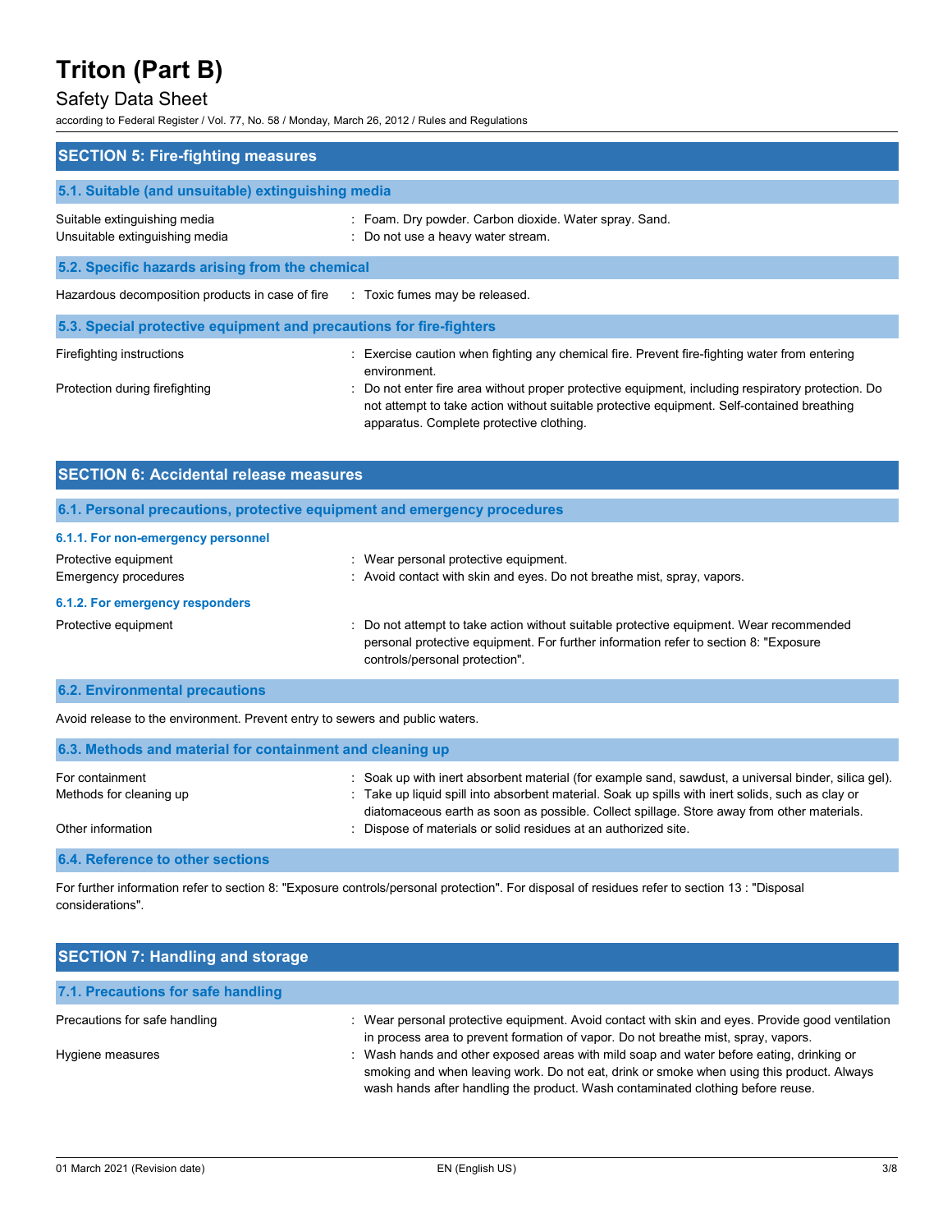## SECTION 5: Fire-fighting measures

### 5.1. Suitable (and unsuitable) extinguishing media

| | |
|---|---|
| Suitable extinguishing media | : Foam. Dry powder. Carbon dioxide. Water spray. Sand. |
| Unsuitable extinguishing media | : Do not use a heavy water stream. |

### 5.2. Specific hazards arising from the chemical

| | |
|---|---|
| Hazardous decomposition products in case of fire | : Toxic fumes may be released. |

### 5.3. Special protective equipment and precautions for fire-fighters

| | |
|---|---|
| Firefighting instructions | : Exercise caution when fighting any chemical fire. Prevent fire-fighting water from entering environment. |
| Protection during firefighting | : Do not enter fire area without proper protective equipment, including respiratory protection. Do not attempt to take action without suitable protective equipment. Self-contained breathing apparatus. Complete protective clothing. |

## SECTION 6: Accidental release measures

### 6.1. Personal precautions, protective equipment and emergency procedures

#### 6.1.1. For non-emergency personnel

| | |
|---|---|
| Protective equipment | : Wear personal protective equipment. |
| Emergency procedures | : Avoid contact with skin and eyes. Do not breathe mist, spray, vapors. |

#### 6.1.2. For emergency responders

| | |
|---|---|
| Protective equipment | : Do not attempt to take action without suitable protective equipment. Wear recommended personal protective equipment. For further information refer to section 8: "Exposure controls/personal protection". |

### 6.2. Environmental precautions

Avoid release to the environment. Prevent entry to sewers and public waters.

### 6.3. Methods and material for containment and cleaning up

| | |
|---|---|
| For containment | : Soak up with inert absorbent material (for example sand, sawdust, a universal binder, silica gel). |
| Methods for cleaning up | : Take up liquid spill into absorbent material. Soak up spills with inert solids, such as clay or diatomaceous earth as soon as possible. Collect spillage. Store away from other materials. |
| Other information | : Dispose of materials or solid residues at an authorized site. |

### 6.4. Reference to other sections

For further information refer to section 8: "Exposure controls/personal protection". For disposal of residues refer to section 13 : "Disposal considerations".

## SECTION 7: Handling and storage

### 7.1. Precautions for safe handling

| | |
|---|---|
| Precautions for safe handling | : Wear personal protective equipment. Avoid contact with skin and eyes. Provide good ventilation in process area to prevent formation of vapor. Do not breathe mist, spray, vapors. |
| Hygiene measures | : Wash hands and other exposed areas with mild soap and water before eating, drinking or smoking and when leaving work. Do not eat, drink or smoke when using this product. Always wash hands after handling the product. Wash contaminated clothing before reuse. |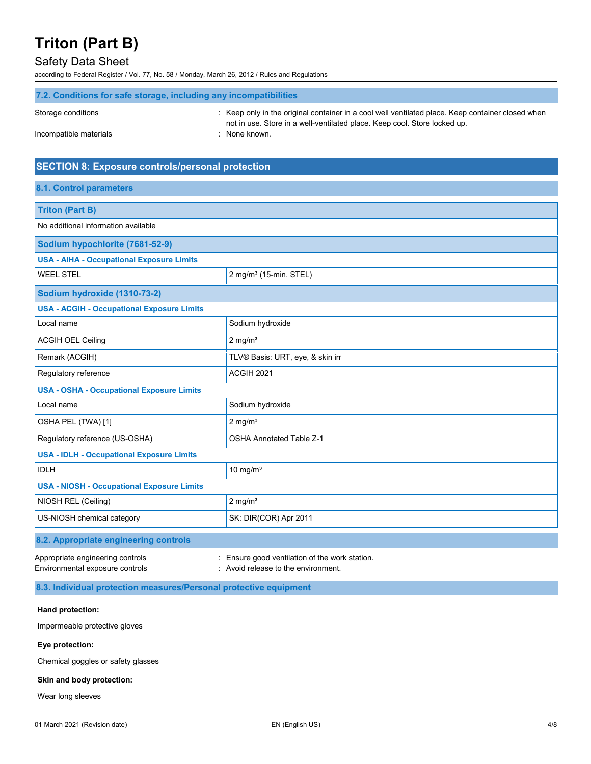### 7.2. Conditions for safe storage, including any incompatibilities

Storage conditions : Keep only in the original container in a cool well ventilated place. Keep container closed when not in use. Store in a well-ventilated place. Keep cool. Store locked up.

Incompatible materials : None known.

## SECTION 8: Exposure controls/personal protection

### 8.1. Control parameters

| **Triton (Part B)** | |
|---|---|
| No additional information available | |
| **Sodium hypochlorite (7681-52-9)** | |
| **USA - AIHA - Occupational Exposure Limits** | |
| WEEL STEL | 2 mg/m³ (15-min. STEL) |
| **Sodium hydroxide (1310-73-2)** | |
| **USA - ACGIH - Occupational Exposure Limits** | |
| Local name | Sodium hydroxide |
| ACGIH OEL Ceiling | 2 mg/m³ |
| Remark (ACGIH) | TLV® Basis: URT, eye, & skin irr |
| Regulatory reference | ACGIH 2021 |
| **USA - OSHA - Occupational Exposure Limits** | |
| Local name | Sodium hydroxide |
| OSHA PEL (TWA) [1] | 2 mg/m³ |
| Regulatory reference (US-OSHA) | OSHA Annotated Table Z-1 |
| **USA - IDLH - Occupational Exposure Limits** | |
| IDLH | 10 mg/m³ |
| **USA - NIOSH - Occupational Exposure Limits** | |
| NIOSH REL (Ceiling) | 2 mg/m³ |
| US-NIOSH chemical category | SK: DIR(COR) Apr 2011 |

### 8.2. Appropriate engineering controls

Appropriate engineering controls : Ensure good ventilation of the work station.

Environmental exposure controls : Avoid release to the environment.

### 8.3. Individual protection measures/Personal protective equipment

**Hand protection:**

Impermeable protective gloves

**Eye protection:**

Chemical goggles or safety glasses

**Skin and body protection:**

Wear long sleeves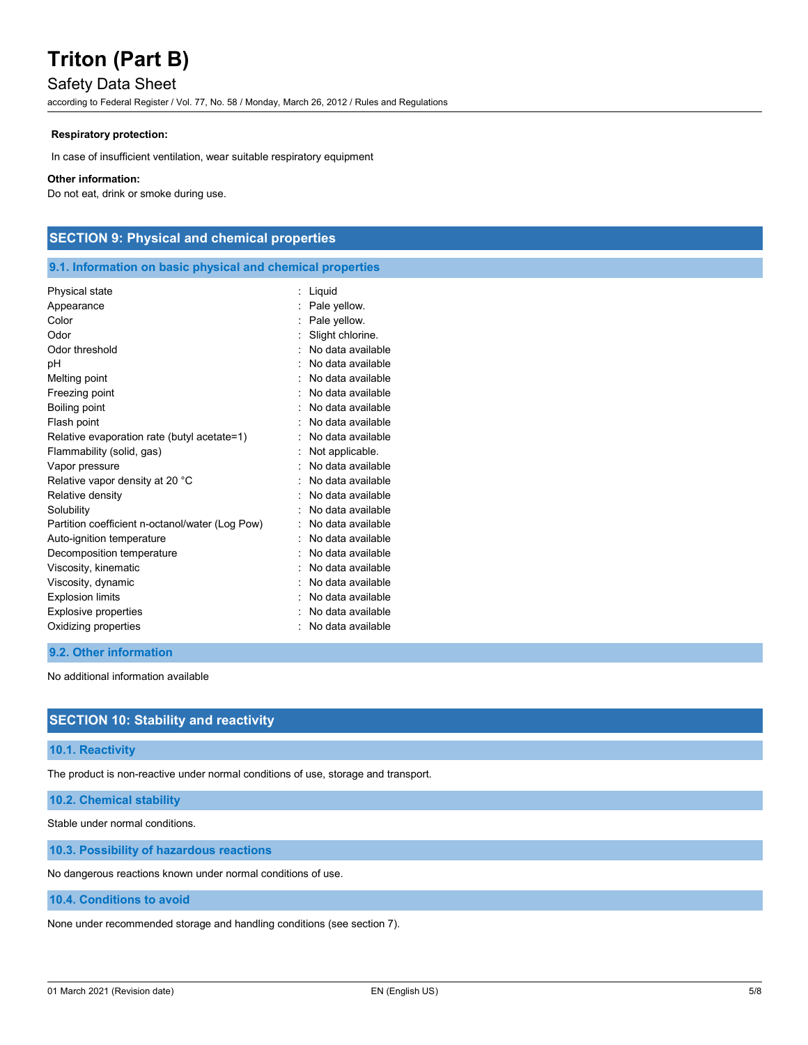**Respiratory protection:**

In case of insufficient ventilation, wear suitable respiratory equipment

**Other information:**

Do not eat, drink or smoke during use.

## SECTION 9: Physical and chemical properties

### 9.1. Information on basic physical and chemical properties

| | |
|---|---|
| Physical state | : Liquid |
| Appearance | : Pale yellow. |
| Color | : Pale yellow. |
| Odor | : Slight chlorine. |
| Odor threshold | : No data available |
| pH | : No data available |
| Melting point | : No data available |
| Freezing point | : No data available |
| Boiling point | : No data available |
| Flash point | : No data available |
| Relative evaporation rate (butyl acetate=1) | : No data available |
| Flammability (solid, gas) | : Not applicable. |
| Vapor pressure | : No data available |
| Relative vapor density at 20 °C | : No data available |
| Relative density | : No data available |
| Solubility | : No data available |
| Partition coefficient n-octanol/water (Log Pow) | : No data available |
| Auto-ignition temperature | : No data available |
| Decomposition temperature | : No data available |
| Viscosity, kinematic | : No data available |
| Viscosity, dynamic | : No data available |
| Explosion limits | : No data available |
| Explosive properties | : No data available |
| Oxidizing properties | : No data available |

### 9.2. Other information

No additional information available

## SECTION 10: Stability and reactivity

### 10.1. Reactivity

The product is non-reactive under normal conditions of use, storage and transport.

### 10.2. Chemical stability

Stable under normal conditions.

### 10.3. Possibility of hazardous reactions

No dangerous reactions known under normal conditions of use.

### 10.4. Conditions to avoid

None under recommended storage and handling conditions (see section 7).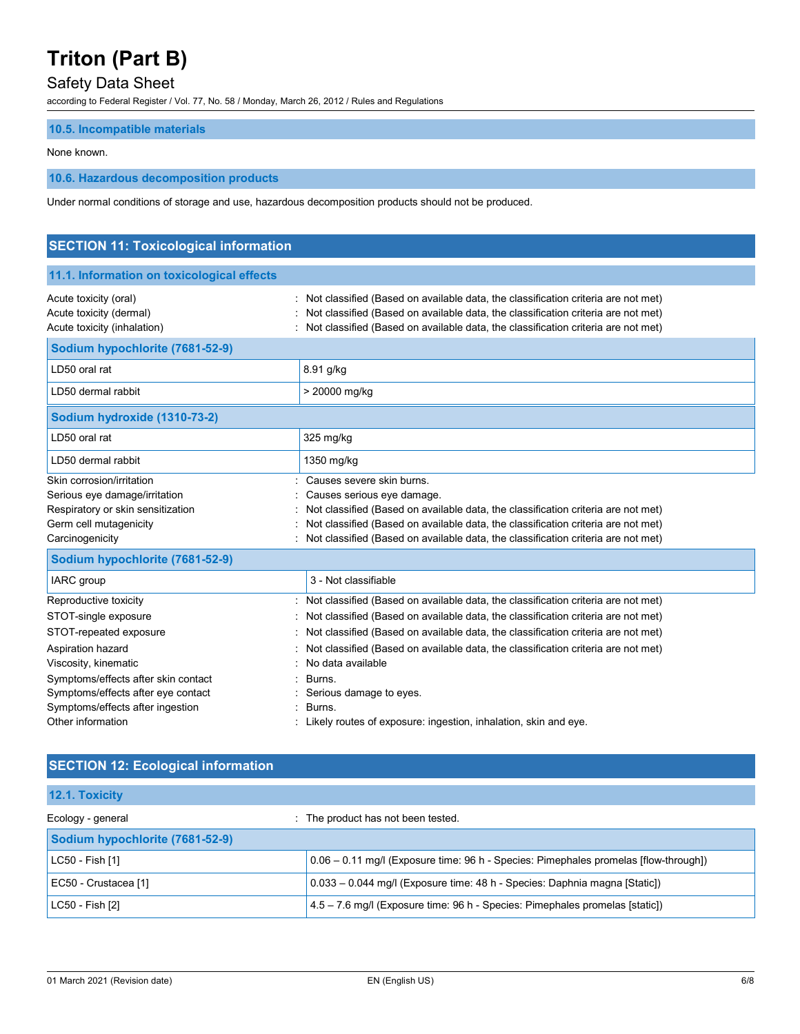### 10.5. Incompatible materials

None known.

### 10.6. Hazardous decomposition products

Under normal conditions of storage and use, hazardous decomposition products should not be produced.

## SECTION 11: Toxicological information

### 11.1. Information on toxicological effects

Acute toxicity (oral) : Not classified (Based on available data, the classification criteria are not met)
Acute toxicity (dermal) : Not classified (Based on available data, the classification criteria are not met)
Acute toxicity (inhalation) : Not classified (Based on available data, the classification criteria are not met)

| Sodium hypochlorite (7681-52-9) | |
|---|---|
| LD50 oral rat | 8.91 g/kg |
| LD50 dermal rabbit | > 20000 mg/kg |

| Sodium hydroxide (1310-73-2) | |
|---|---|
| LD50 oral rat | 325 mg/kg |
| LD50 dermal rabbit | 1350 mg/kg |

Skin corrosion/irritation : Causes severe skin burns.
Serious eye damage/irritation : Causes serious eye damage.
Respiratory or skin sensitization : Not classified (Based on available data, the classification criteria are not met)
Germ cell mutagenicity : Not classified (Based on available data, the classification criteria are not met)
Carcinogenicity : Not classified (Based on available data, the classification criteria are not met)

| Sodium hypochlorite (7681-52-9) | |
|---|---|
| IARC group | 3 - Not classifiable |

Reproductive toxicity : Not classified (Based on available data, the classification criteria are not met)
STOT-single exposure : Not classified (Based on available data, the classification criteria are not met)
STOT-repeated exposure : Not classified (Based on available data, the classification criteria are not met)
Aspiration hazard : Not classified (Based on available data, the classification criteria are not met)
Viscosity, kinematic : No data available
Symptoms/effects after skin contact : Burns.
Symptoms/effects after eye contact : Serious damage to eyes.
Symptoms/effects after ingestion : Burns.
Other information : Likely routes of exposure: ingestion, inhalation, skin and eye.

## SECTION 12: Ecological information

### 12.1. Toxicity

Ecology - general : The product has not been tested.

| Sodium hypochlorite (7681-52-9) | |
|---|---|
| LC50 - Fish [1] | 0.06 – 0.11 mg/l (Exposure time: 96 h - Species: Pimephales promelas [flow-through]) |
| EC50 - Crustacea [1] | 0.033 – 0.044 mg/l (Exposure time: 48 h - Species: Daphnia magna [Static]) |
| LC50 - Fish [2] | 4.5 – 7.6 mg/l (Exposure time: 96 h - Species: Pimephales promelas [static]) |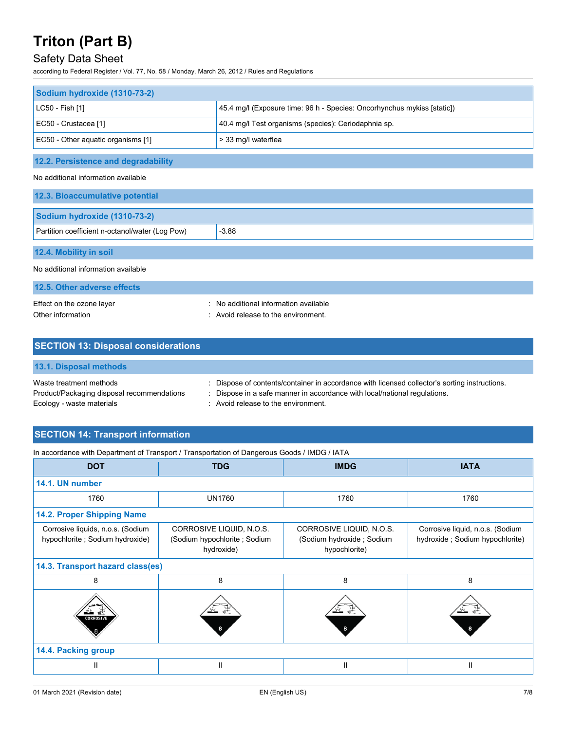| Sodium hydroxide (1310-73-2) | |
|---|---|
| LC50 - Fish [1] | 45.4 mg/l (Exposure time: 96 h - Species: Oncorhynchus mykiss [static]) |
| EC50 - Crustacea [1] | 40.4 mg/l Test organisms (species): Ceriodaphnia sp. |
| EC50 - Other aquatic organisms [1] | > 33 mg/l waterflea |

### 12.2. Persistence and degradability

No additional information available

### 12.3. Bioaccumulative potential

| Sodium hydroxide (1310-73-2) | |
|---|---|
| Partition coefficient n-octanol/water (Log Pow) | -3.88 |

### 12.4. Mobility in soil

No additional information available

### 12.5. Other adverse effects

Effect on the ozone layer : No additional information available

Other information : Avoid release to the environment.

## SECTION 13: Disposal considerations

### 13.1. Disposal methods

Waste treatment methods : Dispose of contents/container in accordance with licensed collector's sorting instructions.

Product/Packaging disposal recommendations : Dispose in a safe manner in accordance with local/national regulations.

Ecology - waste materials : Avoid release to the environment.

## SECTION 14: Transport information

In accordance with Department of Transport / Transportation of Dangerous Goods / IMDG / IATA

| DOT | TDG | IMDG | IATA |
|---|---|---|---|
| **14.1. UN number** | | | |
| 1760 | UN1760 | 1760 | 1760 |
| **14.2. Proper Shipping Name** | | | |
| Corrosive liquids, n.o.s. (Sodium hypochlorite ; Sodium hydroxide) | CORROSIVE LIQUID, N.O.S. (Sodium hypochlorite ; Sodium hydroxide) | CORROSIVE LIQUID, N.O.S. (Sodium hydroxide ; Sodium hypochlorite) | Corrosive liquid, n.o.s. (Sodium hydroxide ; Sodium hypochlorite) |
| **14.3. Transport hazard class(es)** | | | |
| 8 | 8 | 8 | 8 |
| CORROSIVE 8 | 8 | 8 | 8 |
| **14.4. Packing group** | | | |
| II | II | II | II |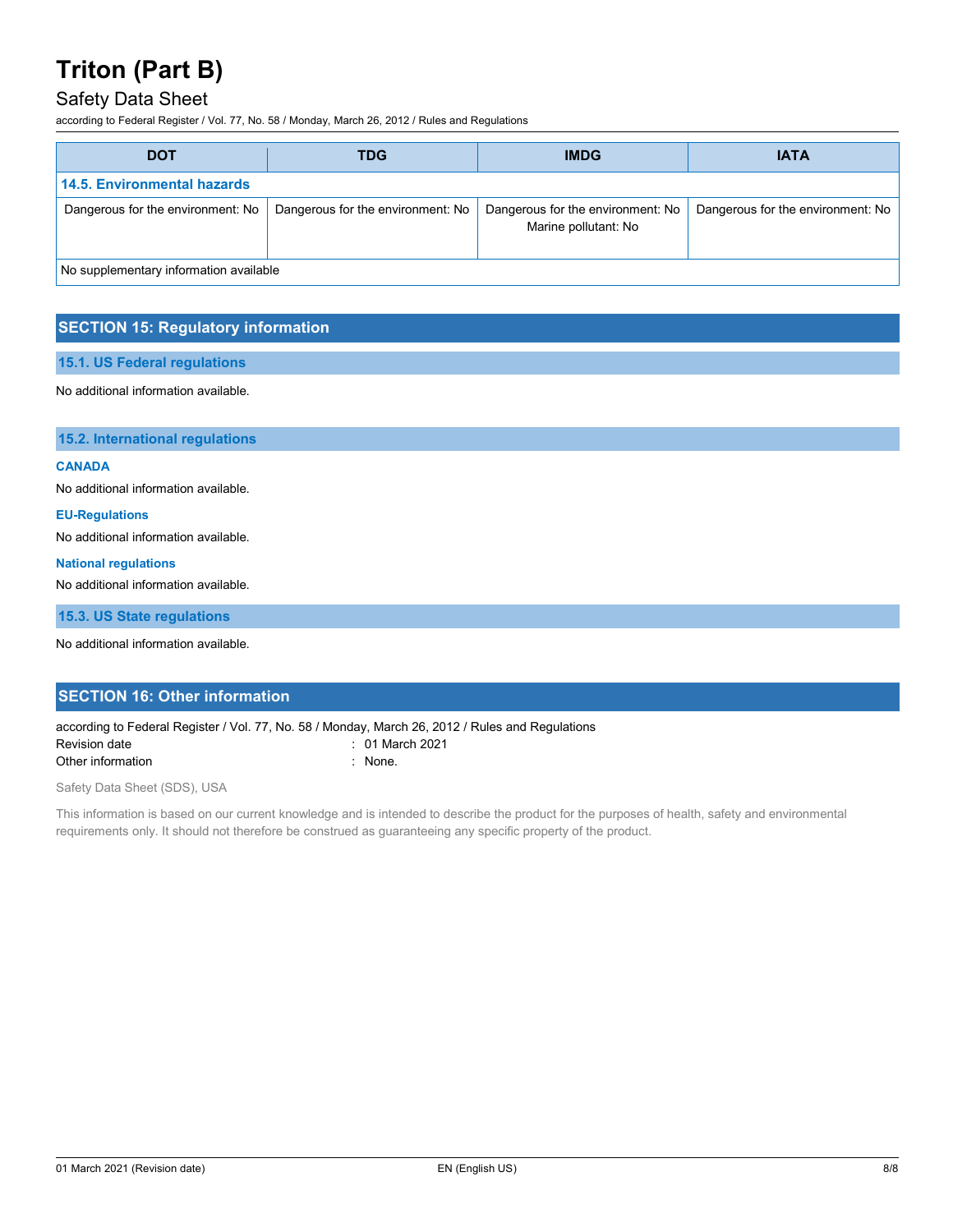| DOT | TDG | IMDG | IATA |
|---|---|---|---|
| **14.5. Environmental hazards** | | | |
| Dangerous for the environment: No | Dangerous for the environment: No | Dangerous for the environment: No<br>Marine pollutant: No | Dangerous for the environment: No |
| No supplementary information available | | | |

## SECTION 15: Regulatory information

### 15.1. US Federal regulations

No additional information available.

### 15.2. International regulations

#### CANADA

No additional information available.

#### EU-Regulations

No additional information available.

#### National regulations

No additional information available.

### 15.3. US State regulations

No additional information available.

## SECTION 16: Other information

according to Federal Register / Vol. 77, No. 58 / Monday, March 26, 2012 / Rules and Regulations

Revision date : 01 March 2021

Other information : None.

Safety Data Sheet (SDS), USA

This information is based on our current knowledge and is intended to describe the product for the purposes of health, safety and environmental requirements only. It should not therefore be construed as guaranteeing any specific property of the product.